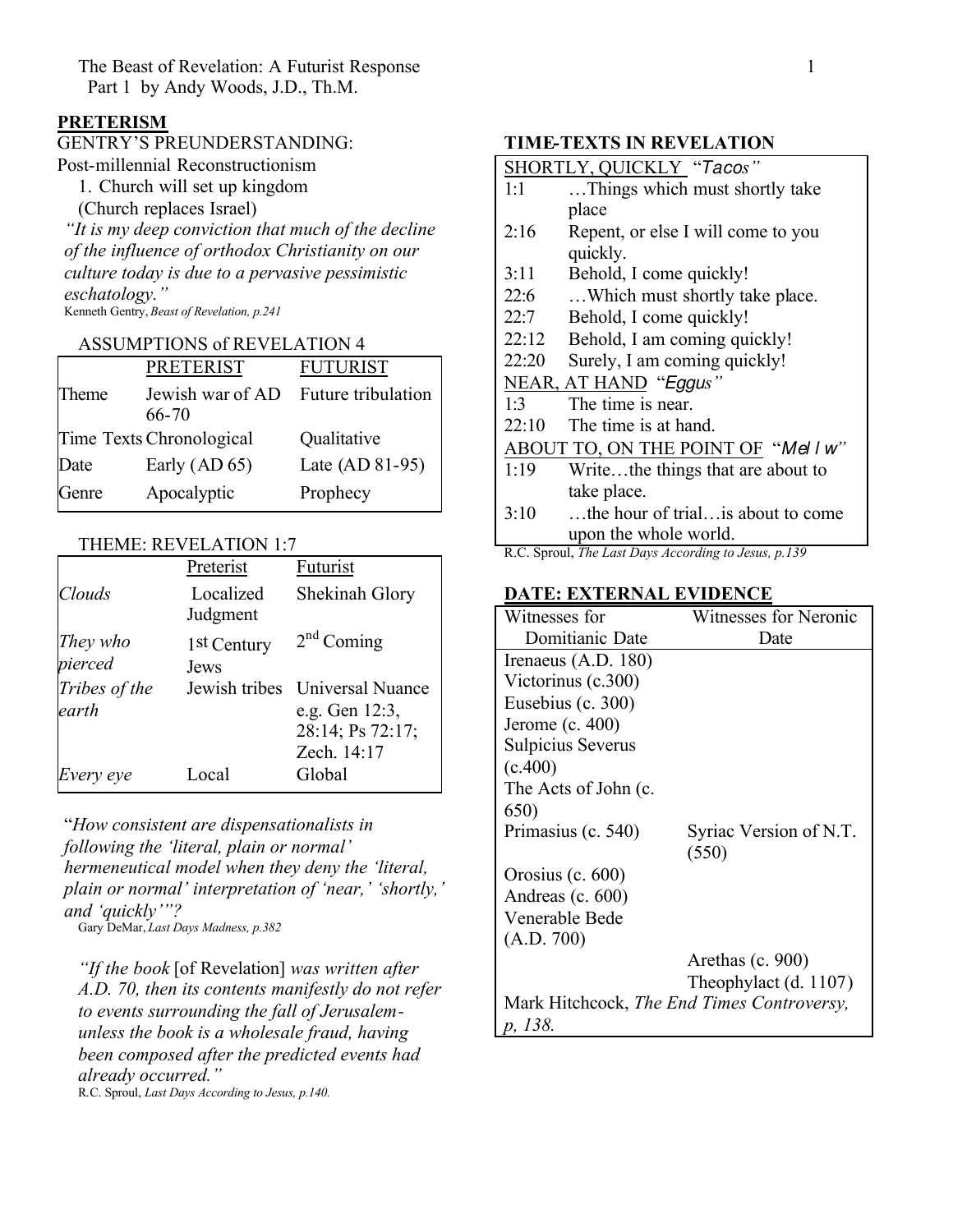The Beast of Revelation: A Futurist Response
Part 1 by Andy Woods, J.D., Th.M.

## PRETERISM

GENTRY'S PREUNDERSTANDING:
Post-millennial Reconstructionism

1. Church will set up kingdom
   (Church replaces Israel)

*"It is my deep conviction that much of the decline of the influence of orthodox Christianity on our culture today is due to a pervasive pessimistic eschatology."*
Kenneth Gentry, *Beast of Revelation, p.241*

ASSUMPTIONS of REVELATION 4

| | PRETERIST | FUTURIST |
|---|---|---|
| Theme | Jewish war of AD 66-70 | Future tribulation |
| Time Texts | Chronological | Qualitative |
| Date | Early (AD 65) | Late (AD 81-95) |
| Genre | Apocalyptic | Prophecy |

THEME: REVELATION 1:7

| | Preterist | Futurist |
|---|---|---|
| *Clouds* | Localized Judgment | Shekinah Glory |
| *They who pierced* | 1st Century Jews | 2nd Coming |
| *Tribes of the earth* | Jewish tribes | Universal Nuance e.g. Gen 12:3, 28:14; Ps 72:17; Zech. 14:17 |
| *Every eye* | Local | Global |

"*How consistent are dispensationalists in following the 'literal, plain or normal' hermeneutical model when they deny the 'literal, plain or normal' interpretation of 'near,' 'shortly,' and 'quickly'"?*
Gary DeMar, *Last Days Madness, p.382*

*"If the book* [of Revelation] *was written after A.D. 70, then its contents manifestly do not refer to events surrounding the fall of Jerusalem-unless the book is a wholesale fraud, having been composed after the predicted events had already occurred."*
R.C. Sproul, *Last Days According to Jesus, p.140.*

## TIME-TEXTS IN REVELATION

| SHORTLY, QUICKLY "*Tacos*" | |
|---|---|
| 1:1 | …Things which must shortly take place |
| 2:16 | Repent, or else I will come to you quickly. |
| 3:11 | Behold, I come quickly! |
| 22:6 | …Which must shortly take place. |
| 22:7 | Behold, I come quickly! |
| 22:12 | Behold, I am coming quickly! |
| 22:20 | Surely, I am coming quickly! |
| NEAR, AT HAND "*Eggus*" | |
| 1:3 | The time is near. |
| 22:10 | The time is at hand. |
| ABOUT TO, ON THE POINT OF "*Mel l w*" | |
| 1:19 | Write…the things that are about to take place. |
| 3:10 | …the hour of trial…is about to come upon the whole world. |

R.C. Sproul, *The Last Days According to Jesus, p.139*

## DATE: EXTERNAL EVIDENCE

| Witnesses for Domitianic Date | Witnesses for Neronic Date |
|---|---|
| Irenaeus (A.D. 180) | |
| Victorinus (c.300) | |
| Eusebius (c. 300) | |
| Jerome (c. 400) | |
| Sulpicius Severus (c.400) | |
| The Acts of John (c. 650) | |
| Primasius (c. 540) | Syriac Version of N.T. (550) |
| Orosius (c. 600) | |
| Andreas (c. 600) | |
| Venerable Bede (A.D. 700) | |
| | Arethas (c. 900) |
| | Theophylact (d. 1107) |

Mark Hitchcock, *The End Times Controversy, p, 138.*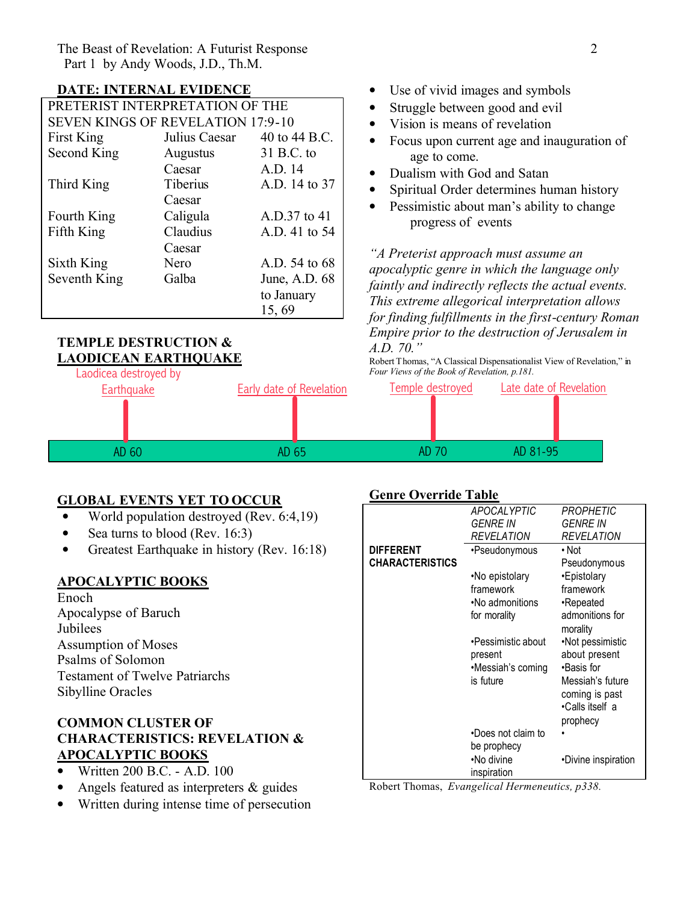## DATE: INTERNAL EVIDENCE

| PRETERIST INTERPRETATION OF THE SEVEN KINGS OF REVELATION 17:9-10 | | |
|---|---|---|
| First King | Julius Caesar | 40 to 44 B.C. |
| Second King | Augustus Caesar | 31 B.C. to A.D. 14 |
| Third King | Tiberius Caesar | A.D. 14 to 37 |
| Fourth King | Caligula | A.D.37 to 41 |
| Fifth King | Claudius Caesar | A.D. 41 to 54 |
| Sixth King | Nero | A.D. 54 to 68 |
| Seventh King | Galba | June, A.D. 68 to January 15, 69 |

## TEMPLE DESTRUCTION & LAODICEAN EARTHQUAKE

Laodicea destroyed by Earthquake
Early date of Revelation
Temple destroyed
Late date of Revelation
AD 60
AD 65
AD 70
AD 81-95

## GLOBAL EVENTS YET TO OCCUR

- World population destroyed (Rev. 6:4,19)
- Sea turns to blood (Rev. 16:3)
- Greatest Earthquake in history (Rev. 16:18)

## APOCALYPTIC BOOKS

Enoch
Apocalypse of Baruch
Jubilees
Assumption of Moses
Psalms of Solomon
Testament of Twelve Patriarchs
Sibylline Oracles

## COMMON CLUSTER OF CHARACTERISTICS: REVELATION & APOCALYPTIC BOOKS

- Written 200 B.C. - A.D. 100
- Angels featured as interpreters & guides
- Written during intense time of persecution
- Use of vivid images and symbols
- Struggle between good and evil
- Vision is means of revelation
- Focus upon current age and inauguration of age to come.
- Dualism with God and Satan
- Spiritual Order determines human history
- Pessimistic about man's ability to change progress of events

*"A Preterist approach must assume an apocalyptic genre in which the language only faintly and indirectly reflects the actual events. This extreme allegorical interpretation allows for finding fulfillments in the first-century Roman Empire prior to the destruction of Jerusalem in A.D. 70."*

Robert Thomas, "A Classical Dispensationalist View of Revelation," in *Four Views of the Book of Revelation, p.181.*

## Genre Override Table

| | *APOCALYPTIC GENRE IN REVELATION* | *PROPHETIC GENRE IN REVELATION* |
|---|---|---|
| **DIFFERENT CHARACTERISTICS** | •Pseudonymous | • Not Pseudonymous |
| | •No epistolary framework | •Epistolary framework |
| | •No admonitions for morality | •Repeated admonitions for morality |
| | •Pessimistic about present | •Not pessimistic about present |
| | •Messiah's coming is future | •Basis for Messiah's future coming is past |
| | | •Calls itself a prophecy |
| | •Does not claim to be prophecy | • |
| | •No divine inspiration | •Divine inspiration |

Robert Thomas, *Evangelical Hermeneutics, p338.*